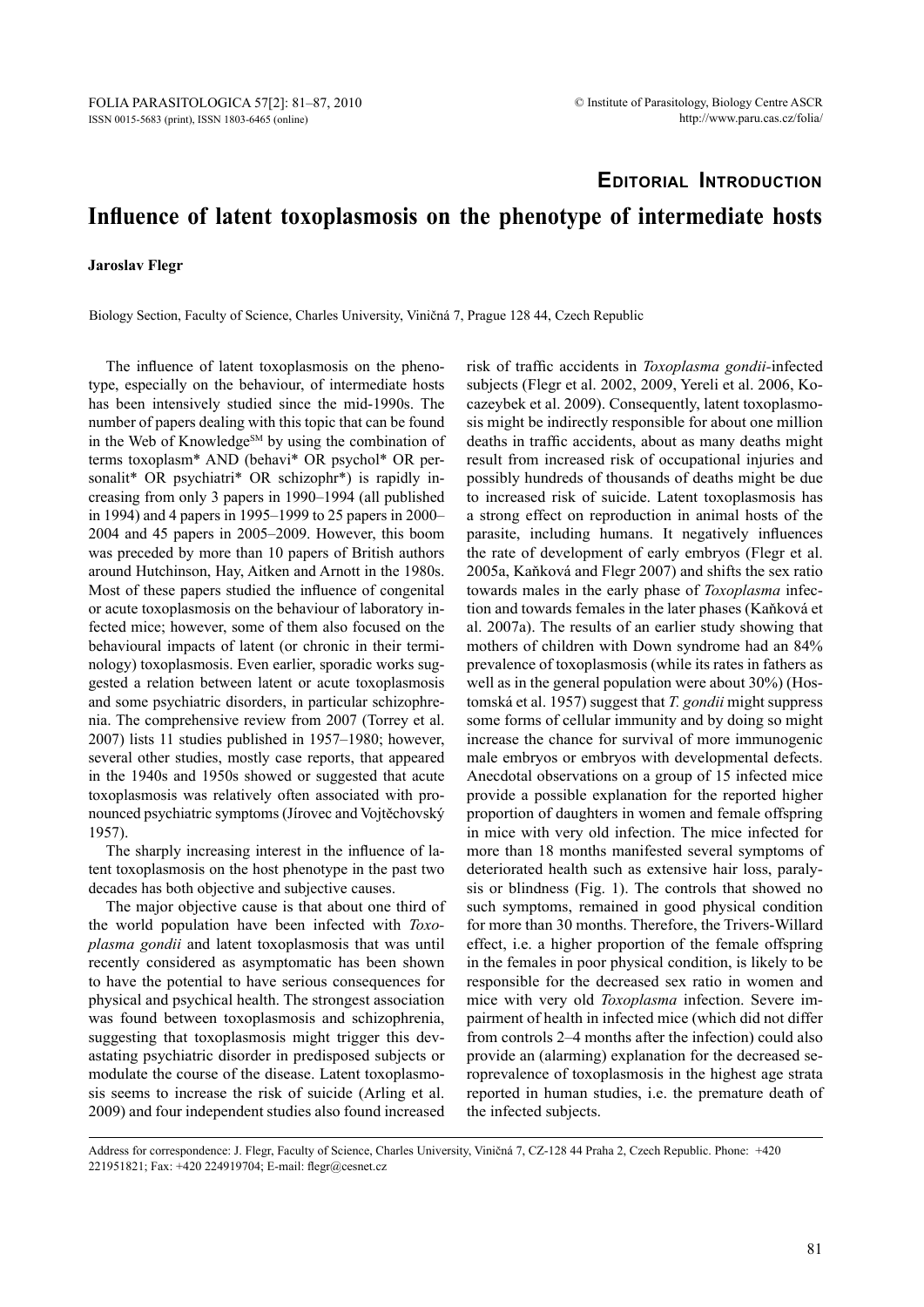**Editorial Introduction**

# Influence of latent toxoplasmosis on the phenotype of intermediate hosts

**Jaroslav Flegr**

Biology Section, Faculty of Science, Charles University, Viničná 7, Prague 128 44, Czech Republic

The influence of latent toxoplasmosis on the phenotype, especially on the behaviour, of intermediate hosts has been intensively studied since the mid-1990s. The number of papers dealing with this topic that can be found in the Web of Knowledge[SM] by using the combination of terms toxoplasm* AND (behavi* OR psychol* OR personalit* OR psychiatri* OR schizophr*) is rapidly increasing from only 3 papers in 1990–1994 (all published in 1994) and 4 papers in 1995–1999 to 25 papers in 2000–2004 and 45 papers in 2005–2009. However, this boom was preceded by more than 10 papers of British authors around Hutchinson, Hay, Aitken and Arnott in the 1980s. Most of these papers studied the influence of congenital or acute toxoplasmosis on the behaviour of laboratory infected mice; however, some of them also focused on the behavioural impacts of latent (or chronic in their terminology) toxoplasmosis. Even earlier, sporadic works suggested a relation between latent or acute toxoplasmosis and some psychiatric disorders, in particular schizophrenia. The comprehensive review from 2007 (Torrey et al. 2007) lists 11 studies published in 1957–1980; however, several other studies, mostly case reports, that appeared in the 1940s and 1950s showed or suggested that acute toxoplasmosis was relatively often associated with pronounced psychiatric symptoms (Jírovec and Vojtěchovský 1957).

The sharply increasing interest in the influence of latent toxoplasmosis on the host phenotype in the past two decades has both objective and subjective causes.

The major objective cause is that about one third of the world population have been infected with *Toxoplasma gondii* and latent toxoplasmosis that was until recently considered as asymptomatic has been shown to have the potential to have serious consequences for physical and psychical health. The strongest association was found between toxoplasmosis and schizophrenia, suggesting that toxoplasmosis might trigger this devastating psychiatric disorder in predisposed subjects or modulate the course of the disease. Latent toxoplasmosis seems to increase the risk of suicide (Arling et al. 2009) and four independent studies also found increased risk of traffic accidents in *Toxoplasma gondii*-infected subjects (Flegr et al. 2002, 2009, Yereli et al. 2006, Kocazeybek et al. 2009). Consequently, latent toxoplasmosis might be indirectly responsible for about one million deaths in traffic accidents, about as many deaths might result from increased risk of occupational injuries and possibly hundreds of thousands of deaths might be due to increased risk of suicide. Latent toxoplasmosis has a strong effect on reproduction in animal hosts of the parasite, including humans. It negatively influences the rate of development of early embryos (Flegr et al. 2005a, Kaňková and Flegr 2007) and shifts the sex ratio towards males in the early phase of *Toxoplasma* infection and towards females in the later phases (Kaňková et al. 2007a). The results of an earlier study showing that mothers of children with Down syndrome had an 84% prevalence of toxoplasmosis (while its rates in fathers as well as in the general population were about 30%) (Hostomská et al. 1957) suggest that *T. gondii* might suppress some forms of cellular immunity and by doing so might increase the chance for survival of more immunogenic male embryos or embryos with developmental defects. Anecdotal observations on a group of 15 infected mice provide a possible explanation for the reported higher proportion of daughters in women and female offspring in mice with very old infection. The mice infected for more than 18 months manifested several symptoms of deteriorated health such as extensive hair loss, paralysis or blindness (Fig. 1). The controls that showed no such symptoms, remained in good physical condition for more than 30 months. Therefore, the Trivers-Willard effect, i.e. a higher proportion of the female offspring in the females in poor physical condition, is likely to be responsible for the decreased sex ratio in women and mice with very old *Toxoplasma* infection. Severe impairment of health in infected mice (which did not differ from controls 2–4 months after the infection) could also provide an (alarming) explanation for the decreased seroprevalence of toxoplasmosis in the highest age strata reported in human studies, i.e. the premature death of the infected subjects.

Address for correspondence: J. Flegr, Faculty of Science, Charles University, Viničná 7, CZ-128 44 Praha 2, Czech Republic. Phone: +420 221951821; Fax: +420 224919704; E-mail: flegr@cesnet.cz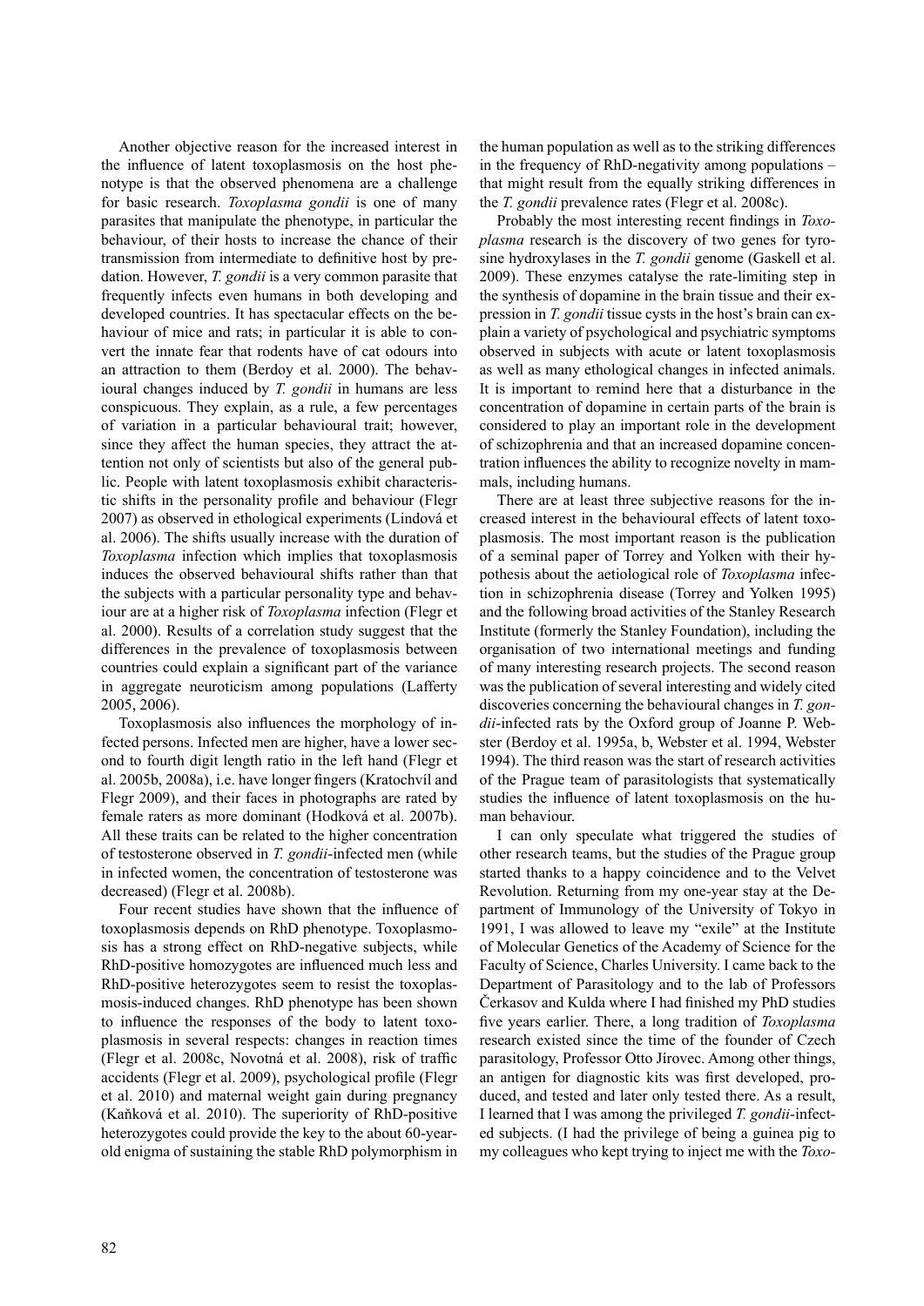Another objective reason for the increased interest in the influence of latent toxoplasmosis on the host phenotype is that the observed phenomena are a challenge for basic research. *Toxoplasma gondii* is one of many parasites that manipulate the phenotype, in particular the behaviour, of their hosts to increase the chance of their transmission from intermediate to definitive host by predation. However, *T. gondii* is a very common parasite that frequently infects even humans in both developing and developed countries. It has spectacular effects on the behaviour of mice and rats; in particular it is able to convert the innate fear that rodents have of cat odours into an attraction to them (Berdoy et al. 2000). The behavioural changes induced by *T. gondii* in humans are less conspicuous. They explain, as a rule, a few percentages of variation in a particular behavioural trait; however, since they affect the human species, they attract the attention not only of scientists but also of the general public. People with latent toxoplasmosis exhibit characteristic shifts in the personality profile and behaviour (Flegr 2007) as observed in ethological experiments (Lindová et al. 2006). The shifts usually increase with the duration of *Toxoplasma* infection which implies that toxoplasmosis induces the observed behavioural shifts rather than that the subjects with a particular personality type and behaviour are at a higher risk of *Toxoplasma* infection (Flegr et al. 2000). Results of a correlation study suggest that the differences in the prevalence of toxoplasmosis between countries could explain a significant part of the variance in aggregate neuroticism among populations (Lafferty 2005, 2006).

Toxoplasmosis also influences the morphology of infected persons. Infected men are higher, have a lower second to fourth digit length ratio in the left hand (Flegr et al. 2005b, 2008a), i.e. have longer fingers (Kratochvíl and Flegr 2009), and their faces in photographs are rated by female raters as more dominant (Hodková et al. 2007b). All these traits can be related to the higher concentration of testosterone observed in *T. gondii*-infected men (while in infected women, the concentration of testosterone was decreased) (Flegr et al. 2008b).

Four recent studies have shown that the influence of toxoplasmosis depends on RhD phenotype. Toxoplasmosis has a strong effect on RhD-negative subjects, while RhD-positive homozygotes are influenced much less and RhD-positive heterozygotes seem to resist the toxoplasmosis-induced changes. RhD phenotype has been shown to influence the responses of the body to latent toxoplasmosis in several respects: changes in reaction times (Flegr et al. 2008c, Novotná et al. 2008), risk of traffic accidents (Flegr et al. 2009), psychological profile (Flegr et al. 2010) and maternal weight gain during pregnancy (Kaňková et al. 2010). The superiority of RhD-positive heterozygotes could provide the key to the about 60-year-old enigma of sustaining the stable RhD polymorphism in the human population as well as to the striking differences in the frequency of RhD-negativity among populations – that might result from the equally striking differences in the *T. gondii* prevalence rates (Flegr et al. 2008c).

Probably the most interesting recent findings in *Toxoplasma* research is the discovery of two genes for tyrosine hydroxylases in the *T. gondii* genome (Gaskell et al. 2009). These enzymes catalyse the rate-limiting step in the synthesis of dopamine in the brain tissue and their expression in *T. gondii* tissue cysts in the host's brain can explain a variety of psychological and psychiatric symptoms observed in subjects with acute or latent toxoplasmosis as well as many ethological changes in infected animals. It is important to remind here that a disturbance in the concentration of dopamine in certain parts of the brain is considered to play an important role in the development of schizophrenia and that an increased dopamine concentration influences the ability to recognize novelty in mammals, including humans.

There are at least three subjective reasons for the increased interest in the behavioural effects of latent toxoplasmosis. The most important reason is the publication of a seminal paper of Torrey and Yolken with their hypothesis about the aetiological role of *Toxoplasma* infection in schizophrenia disease (Torrey and Yolken 1995) and the following broad activities of the Stanley Research Institute (formerly the Stanley Foundation), including the organisation of two international meetings and funding of many interesting research projects. The second reason was the publication of several interesting and widely cited discoveries concerning the behavioural changes in *T. gondii*-infected rats by the Oxford group of Joanne P. Webster (Berdoy et al. 1995a, b, Webster et al. 1994, Webster 1994). The third reason was the start of research activities of the Prague team of parasitologists that systematically studies the influence of latent toxoplasmosis on the human behaviour.

I can only speculate what triggered the studies of other research teams, but the studies of the Prague group started thanks to a happy coincidence and to the Velvet Revolution. Returning from my one-year stay at the Department of Immunology of the University of Tokyo in 1991, I was allowed to leave my "exile" at the Institute of Molecular Genetics of the Academy of Science for the Faculty of Science, Charles University. I came back to the Department of Parasitology and to the lab of Professors Čerkasov and Kulda where I had finished my PhD studies five years earlier. There, a long tradition of *Toxoplasma* research existed since the time of the founder of Czech parasitology, Professor Otto Jírovec. Among other things, an antigen for diagnostic kits was first developed, produced, and tested and later only tested there. As a result, I learned that I was among the privileged *T. gondii*-infected subjects. (I had the privilege of being a guinea pig to my colleagues who kept trying to inject me with the *Toxo-*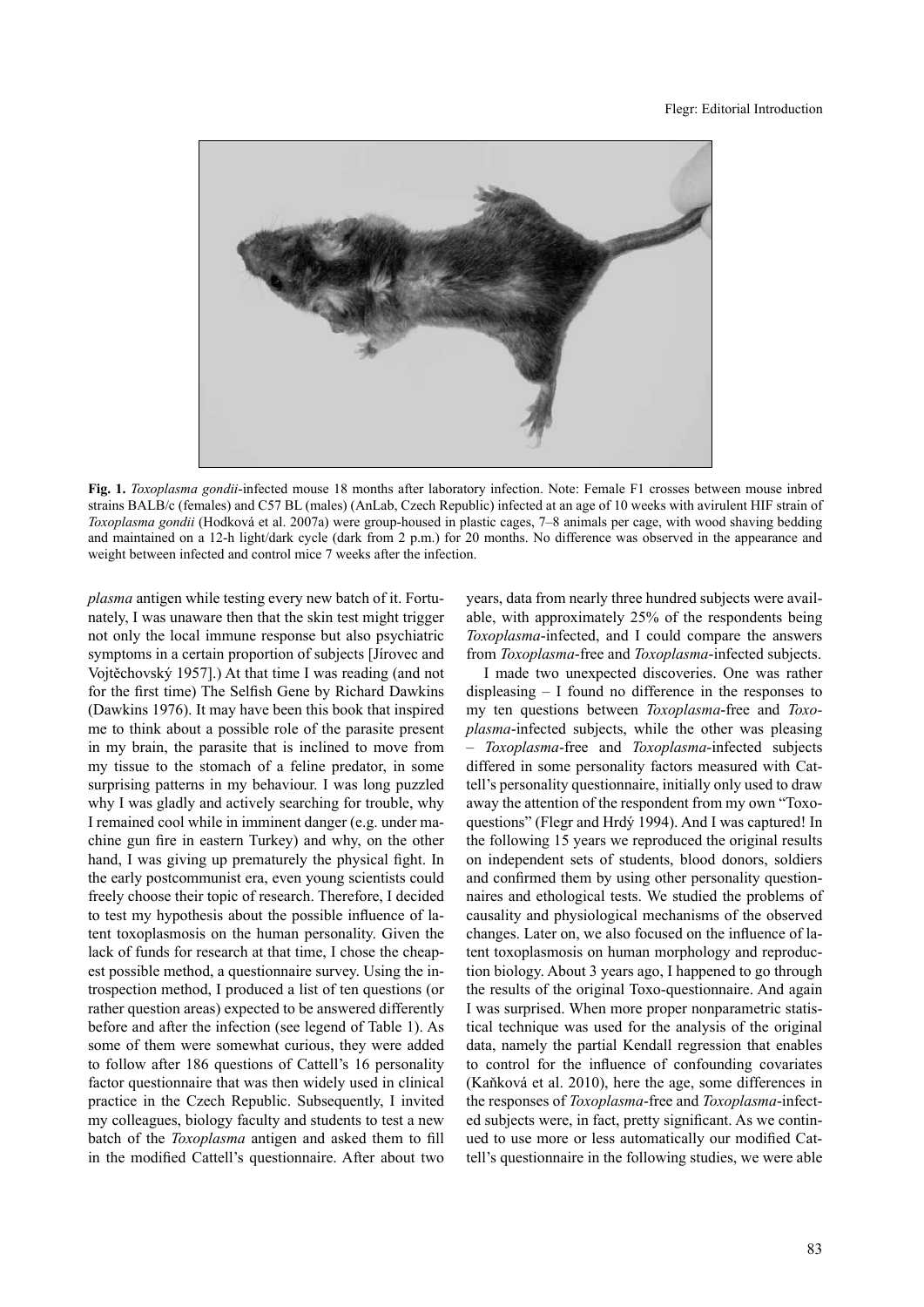**Fig. 1.** *Toxoplasma gondii*-infected mouse 18 months after laboratory infection. Note: Female F1 crosses between mouse inbred strains BALB/c (females) and C57 BL (males) (AnLab, Czech Republic) infected at an age of 10 weeks with avirulent HIF strain of *Toxoplasma gondii* (Hodková et al. 2007a) were group-housed in plastic cages, 7–8 animals per cage, with wood shaving bedding and maintained on a 12-h light/dark cycle (dark from 2 p.m.) for 20 months. No difference was observed in the appearance and weight between infected and control mice 7 weeks after the infection.

*plasma* antigen while testing every new batch of it. Fortunately, I was unaware then that the skin test might trigger not only the local immune response but also psychiatric symptoms in a certain proportion of subjects [Jírovec and Vojtěchovský 1957].) At that time I was reading (and not for the first time) The Selfish Gene by Richard Dawkins (Dawkins 1976). It may have been this book that inspired me to think about a possible role of the parasite present in my brain, the parasite that is inclined to move from my tissue to the stomach of a feline predator, in some surprising patterns in my behaviour. I was long puzzled why I was gladly and actively searching for trouble, why I remained cool while in imminent danger (e.g. under machine gun fire in eastern Turkey) and why, on the other hand, I was giving up prematurely the physical fight. In the early postcommunist era, even young scientists could freely choose their topic of research. Therefore, I decided to test my hypothesis about the possible influence of latent toxoplasmosis on the human personality. Given the lack of funds for research at that time, I chose the cheapest possible method, a questionnaire survey. Using the introspection method, I produced a list of ten questions (or rather question areas) expected to be answered differently before and after the infection (see legend of Table 1). As some of them were somewhat curious, they were added to follow after 186 questions of Cattell's 16 personality factor questionnaire that was then widely used in clinical practice in the Czech Republic. Subsequently, I invited my colleagues, biology faculty and students to test a new batch of the *Toxoplasma* antigen and asked them to fill in the modified Cattell's questionnaire. After about two years, data from nearly three hundred subjects were available, with approximately 25% of the respondents being *Toxoplasma*-infected, and I could compare the answers from *Toxoplasma*-free and *Toxoplasma*-infected subjects.

I made two unexpected discoveries. One was rather displeasing – I found no difference in the responses to my ten questions between *Toxoplasma*-free and *Toxoplasma*-infected subjects, while the other was pleasing – *Toxoplasma*-free and *Toxoplasma*-infected subjects differed in some personality factors measured with Cattell's personality questionnaire, initially only used to draw away the attention of the respondent from my own "Toxo-questions" (Flegr and Hrdý 1994). And I was captured! In the following 15 years we reproduced the original results on independent sets of students, blood donors, soldiers and confirmed them by using other personality questionnaires and ethological tests. We studied the problems of causality and physiological mechanisms of the observed changes. Later on, we also focused on the influence of latent toxoplasmosis on human morphology and reproduction biology. About 3 years ago, I happened to go through the results of the original Toxo-questionnaire. And again I was surprised. When more proper nonparametric statistical technique was used for the analysis of the original data, namely the partial Kendall regression that enables to control for the influence of confounding covariates (Kaňková et al. 2010), here the age, some differences in the responses of *Toxoplasma*-free and *Toxoplasma*-infected subjects were, in fact, pretty significant. As we continued to use more or less automatically our modified Cattell's questionnaire in the following studies, we were able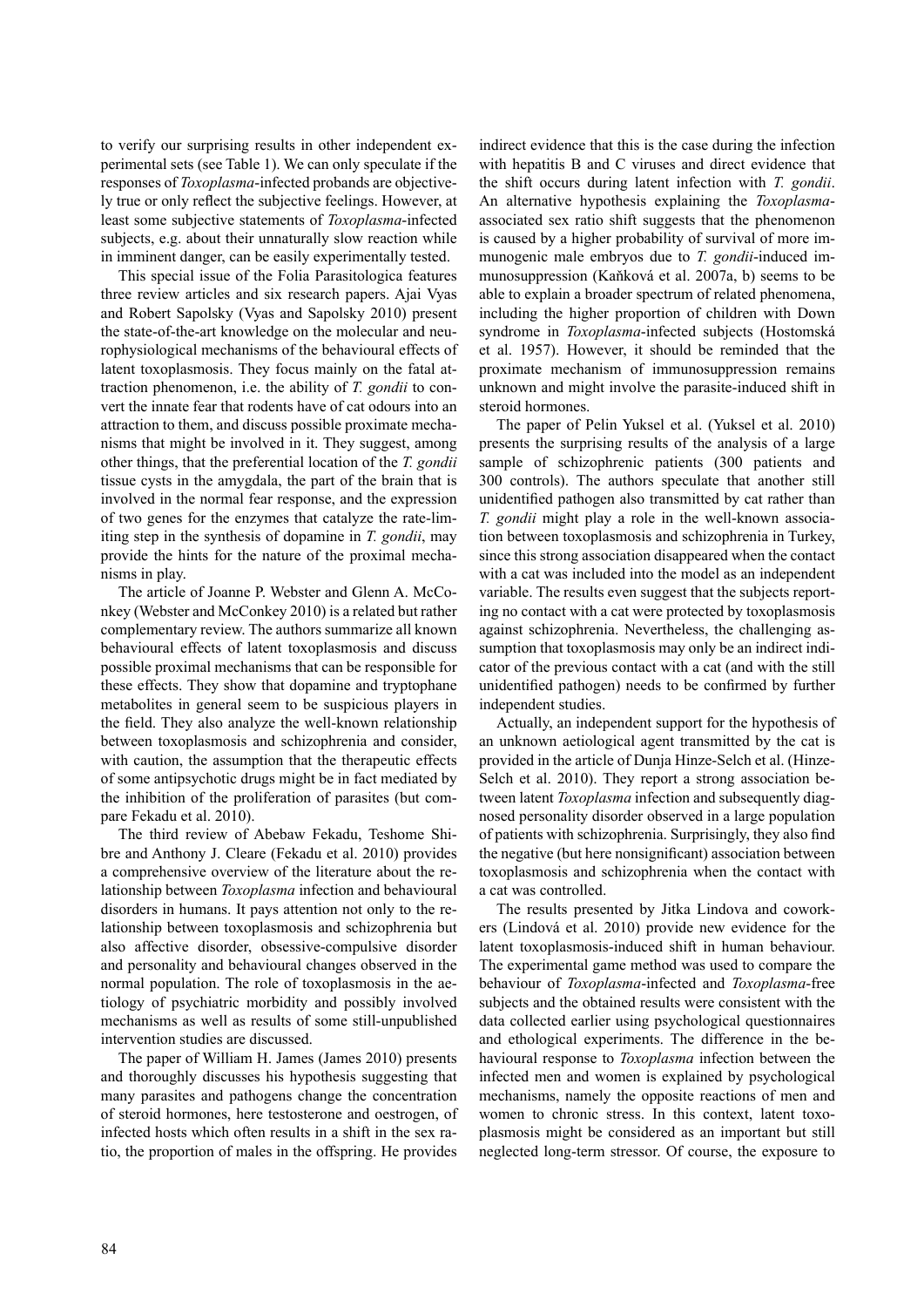to verify our surprising results in other independent experimental sets (see Table 1). We can only speculate if the responses of *Toxoplasma*-infected probands are objectively true or only reflect the subjective feelings. However, at least some subjective statements of *Toxoplasma*-infected subjects, e.g. about their unnaturally slow reaction while in imminent danger, can be easily experimentally tested.

This special issue of the Folia Parasitologica features three review articles and six research papers. Ajai Vyas and Robert Sapolsky (Vyas and Sapolsky 2010) present the state-of-the-art knowledge on the molecular and neurophysiological mechanisms of the behavioural effects of latent toxoplasmosis. They focus mainly on the fatal attraction phenomenon, i.e. the ability of *T. gondii* to convert the innate fear that rodents have of cat odours into an attraction to them, and discuss possible proximate mechanisms that might be involved in it. They suggest, among other things, that the preferential location of the *T. gondii* tissue cysts in the amygdala, the part of the brain that is involved in the normal fear response, and the expression of two genes for the enzymes that catalyze the rate-limiting step in the synthesis of dopamine in *T. gondii*, may provide the hints for the nature of the proximal mechanisms in play.

The article of Joanne P. Webster and Glenn A. McConkey (Webster and McConkey 2010) is a related but rather complementary review. The authors summarize all known behavioural effects of latent toxoplasmosis and discuss possible proximal mechanisms that can be responsible for these effects. They show that dopamine and tryptophane metabolites in general seem to be suspicious players in the field. They also analyze the well-known relationship between toxoplasmosis and schizophrenia and consider, with caution, the assumption that the therapeutic effects of some antipsychotic drugs might be in fact mediated by the inhibition of the proliferation of parasites (but compare Fekadu et al. 2010).

The third review of Abebaw Fekadu, Teshome Shibre and Anthony J. Cleare (Fekadu et al. 2010) provides a comprehensive overview of the literature about the relationship between *Toxoplasma* infection and behavioural disorders in humans. It pays attention not only to the relationship between toxoplasmosis and schizophrenia but also affective disorder, obsessive-compulsive disorder and personality and behavioural changes observed in the normal population. The role of toxoplasmosis in the aetiology of psychiatric morbidity and possibly involved mechanisms as well as results of some still-unpublished intervention studies are discussed.

The paper of William H. James (James 2010) presents and thoroughly discusses his hypothesis suggesting that many parasites and pathogens change the concentration of steroid hormones, here testosterone and oestrogen, of infected hosts which often results in a shift in the sex ratio, the proportion of males in the offspring. He provides indirect evidence that this is the case during the infection with hepatitis B and C viruses and direct evidence that the shift occurs during latent infection with *T. gondii*. An alternative hypothesis explaining the *Toxoplasma*-associated sex ratio shift suggests that the phenomenon is caused by a higher probability of survival of more immunogenic male embryos due to *T. gondii*-induced immunosuppression (Kaňková et al. 2007a, b) seems to be able to explain a broader spectrum of related phenomena, including the higher proportion of children with Down syndrome in *Toxoplasma*-infected subjects (Hostomská et al. 1957). However, it should be reminded that the proximate mechanism of immunosuppression remains unknown and might involve the parasite-induced shift in steroid hormones.

The paper of Pelin Yuksel et al. (Yuksel et al. 2010) presents the surprising results of the analysis of a large sample of schizophrenic patients (300 patients and 300 controls). The authors speculate that another still unidentified pathogen also transmitted by cat rather than *T. gondii* might play a role in the well-known association between toxoplasmosis and schizophrenia in Turkey, since this strong association disappeared when the contact with a cat was included into the model as an independent variable. The results even suggest that the subjects reporting no contact with a cat were protected by toxoplasmosis against schizophrenia. Nevertheless, the challenging assumption that toxoplasmosis may only be an indirect indicator of the previous contact with a cat (and with the still unidentified pathogen) needs to be confirmed by further independent studies.

Actually, an independent support for the hypothesis of an unknown aetiological agent transmitted by the cat is provided in the article of Dunja Hinze-Selch et al. (Hinze-Selch et al. 2010). They report a strong association between latent *Toxoplasma* infection and subsequently diagnosed personality disorder observed in a large population of patients with schizophrenia. Surprisingly, they also find the negative (but here nonsignificant) association between toxoplasmosis and schizophrenia when the contact with a cat was controlled.

The results presented by Jitka Lindova and coworkers (Lindová et al. 2010) provide new evidence for the latent toxoplasmosis-induced shift in human behaviour. The experimental game method was used to compare the behaviour of *Toxoplasma*-infected and *Toxoplasma*-free subjects and the obtained results were consistent with the data collected earlier using psychological questionnaires and ethological experiments. The difference in the behavioural response to *Toxoplasma* infection between the infected men and women is explained by psychological mechanisms, namely the opposite reactions of men and women to chronic stress. In this context, latent toxoplasmosis might be considered as an important but still neglected long-term stressor. Of course, the exposure to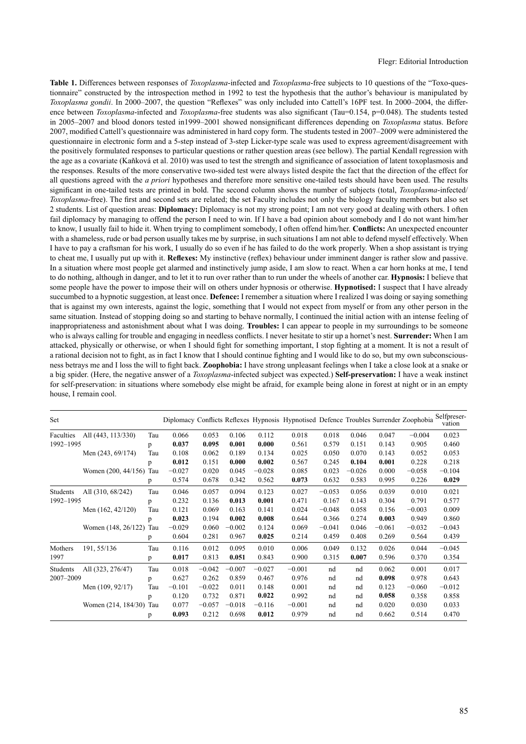**Table 1.** Differences between responses of *Toxoplasma*-infected and *Toxoplasma*-free subjects to 10 questions of the "Toxo-questionnaire" constructed by the introspection method in 1992 to test the hypothesis that the author's behaviour is manipulated by *Toxoplasma gondii*. In 2000–2007, the question "Reflexes" was only included into Cattell's 16PF test. In 2000–2004, the difference between *Toxoplasma*-infected and *Toxoplasma*-free students was also significant (Tau=0.154, p=0.048). The students tested in 2005–2007 and blood donors tested in1999–2001 showed nonsignificant differences depending on *Toxoplasma* status. Before 2007, modified Cattell's questionnaire was administered in hard copy form. The students tested in 2007–2009 were administered the questionnaire in electronic form and a 5-step instead of 3-step Licker-type scale was used to express agreement/disagreement with the positively formulated responses to particular questions or rather question areas (see bellow). The partial Kendall regression with the age as a covariate (Kaňková et al. 2010) was used to test the strength and significance of association of latent toxoplasmosis and the responses. Results of the more conservative two-sided test were always listed despite the fact that the direction of the effect for all questions agreed with the *a priori* hypotheses and therefore more sensitive one-tailed tests should have been used. The results significant in one-tailed tests are printed in bold. The second column shows the number of subjects (total, *Toxoplasma*-infected/*Toxoplasma*-free). The first and second sets are related; the set Faculty includes not only the biology faculty members but also set 2 students. List of question areas: **Diplomacy:** Diplomacy is not my strong point; I am not very good at dealing with others. I often fail diplomacy by managing to offend the person I need to win. If I have a bad opinion about somebody and I do not want him/her to know, I usually fail to hide it. When trying to compliment somebody, I often offend him/her. **Conflicts:** An unexpected encounter with a shameless, rude or bad person usually takes me by surprise, in such situations I am not able to defend myself effectively. When I have to pay a craftsman for his work, I usually do so even if he has failed to do the work properly. When a shop assistant is trying to cheat me, I usually put up with it. **Reflexes:** My instinctive (reflex) behaviour under imminent danger is rather slow and passive. In a situation where most people get alarmed and instinctively jump aside, I am slow to react. When a car horn honks at me, I tend to do nothing, although in danger, and to let it to run over rather than to run under the wheels of another car. **Hypnosis:** I believe that some people have the power to impose their will on others under hypnosis or otherwise. **Hypnotised:** I suspect that I have already succumbed to a hypnotic suggestion, at least once. **Defence:** I remember a situation where I realized I was doing or saying something that is against my own interests, against the logic, something that I would not expect from myself or from any other person in the same situation. Instead of stopping doing so and starting to behave normally, I continued the initial action with an intense feeling of inappropriateness and astonishment about what I was doing. **Troubles:** I can appear to people in my surroundings to be someone who is always calling for trouble and engaging in needless conflicts. I never hesitate to stir up a hornet's nest. **Surrender:** When I am attacked, physically or otherwise, or when I should fight for something important, I stop fighting at a moment. It is not a result of a rational decision not to fight, as in fact I know that I should continue fighting and I would like to do so, but my own subconsciousness betrays me and I loss the will to fight back. **Zoophobia:** I have strong unpleasant feelings when I take a close look at a snake or a big spider. (Here, the negative answer of a *Toxoplasma*-infected subject was expected.) **Self-preservation:** I have a weak instinct for self-preservation: in situations where somebody else might be afraid, for example being alone in forest at night or in an empty house, I remain cool.

| Set | | | Diplomacy | Conflicts | Reflexes | Hypnosis | Hypnotised | Defence | Troubles | Surrender | Zoophobia | Selfpreservation |
|---|---|---|---|---|---|---|---|---|---|---|---|---|
| Faculties 1992–1995 | All (443, 113/330) | Tau | 0.066 | 0.053 | 0.106 | 0.112 | 0.018 | 0.018 | 0.046 | 0.047 | −0.004 | 0.023 |
| | | p | **0.037** | **0.095** | **0.001** | **0.000** | 0.561 | 0.579 | 0.151 | 0.143 | 0.905 | 0.460 |
| | Men (243, 69/174) | Tau | 0.108 | 0.062 | 0.189 | 0.134 | 0.025 | 0.050 | 0.070 | 0.143 | 0.052 | 0.053 |
| | | p | **0.012** | 0.151 | **0.000** | **0.002** | 0.567 | 0.245 | **0.104** | **0.001** | 0.228 | 0.218 |
| | Women (200, 44/156) | Tau | −0.027 | 0.020 | 0.045 | −0.028 | 0.085 | 0.023 | −0.026 | 0.000 | −0.058 | −0.104 |
| | | p | 0.574 | 0.678 | 0.342 | 0.562 | **0.073** | 0.632 | 0.583 | 0.995 | 0.226 | **0.029** |
| Students 1992–1995 | All (310, 68/242) | Tau | 0.046 | 0.057 | 0.094 | 0.123 | 0.027 | −0.053 | 0.056 | 0.039 | 0.010 | 0.021 |
| | | p | 0.232 | 0.136 | **0.013** | **0.001** | 0.471 | 0.167 | 0.143 | 0.304 | 0.791 | 0.577 |
| | Men (162, 42/120) | Tau | 0.121 | 0.069 | 0.163 | 0.141 | 0.024 | −0.048 | 0.058 | 0.156 | −0.003 | 0.009 |
| | | p | **0.023** | 0.194 | **0.002** | **0.008** | 0.644 | 0.366 | 0.274 | **0.003** | 0.949 | 0.860 |
| | Women (148, 26/122) | Tau | −0.029 | 0.060 | −0.002 | 0.124 | 0.069 | −0.041 | 0.046 | −0.061 | −0.032 | −0.043 |
| | | p | 0.604 | 0.281 | 0.967 | **0.025** | 0.214 | 0.459 | 0.408 | 0.269 | 0.564 | 0.439 |
| Mothers 1997 | 191, 55/136 | Tau | 0.116 | 0.012 | 0.095 | 0.010 | 0.006 | 0.049 | 0.132 | 0.026 | 0.044 | −0.045 |
| | | p | **0.017** | 0.813 | **0.051** | 0.843 | 0.900 | 0.315 | **0.007** | 0.596 | 0.370 | 0.354 |
| Students 2007–2009 | All (323, 276/47) | Tau | 0.018 | −0.042 | −0.007 | −0.027 | −0.001 | nd | nd | 0.062 | 0.001 | 0.017 |
| | | p | 0.627 | 0.262 | 0.859 | 0.467 | 0.976 | nd | nd | **0.098** | 0.978 | 0.643 |
| | Men (109, 92/17) | Tau | −0.101 | −0.022 | 0.011 | 0.148 | 0.001 | nd | nd | 0.123 | −0.060 | −0.012 |
| | | p | 0.120 | 0.732 | 0.871 | **0.022** | 0.992 | nd | nd | **0.058** | 0.358 | 0.858 |
| | Women (214, 184/30) | Tau | 0.077 | −0.057 | −0.018 | −0.116 | −0.001 | nd | nd | 0.020 | 0.030 | 0.033 |
| | | p | **0.093** | 0.212 | 0.698 | **0.012** | 0.979 | nd | nd | 0.662 | 0.514 | 0.470 |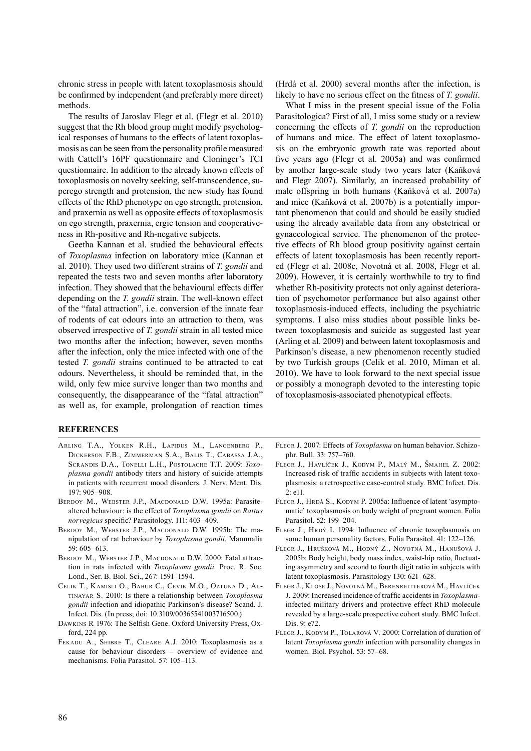chronic stress in people with latent toxoplasmosis should be confirmed by independent (and preferably more direct) methods.

The results of Jaroslav Flegr et al. (Flegr et al. 2010) suggest that the Rh blood group might modify psychological responses of humans to the effects of latent toxoplasmosis as can be seen from the personality profile measured with Cattell's 16PF questionnaire and Cloninger's TCI questionnaire. In addition to the already known effects of toxoplasmosis on novelty seeking, self-transcendence, superego strength and protension, the new study has found effects of the RhD phenotype on ego strength, protension, and praxernia as well as opposite effects of toxoplasmosis on ego strength, praxernia, ergic tension and cooperativeness in Rh-positive and Rh-negative subjects.

Geetha Kannan et al. studied the behavioural effects of *Toxoplasma* infection on laboratory mice (Kannan et al. 2010). They used two different strains of *T. gondii* and repeated the tests two and seven months after laboratory infection. They showed that the behavioural effects differ depending on the *T. gondii* strain. The well-known effect of the "fatal attraction", i.e. conversion of the innate fear of rodents of cat odours into an attraction to them, was observed irrespective of *T. gondii* strain in all tested mice two months after the infection; however, seven months after the infection, only the mice infected with one of the tested *T. gondii* strains continued to be attracted to cat odours. Nevertheless, it should be reminded that, in the wild, only few mice survive longer than two months and consequently, the disappearance of the "fatal attraction" as well as, for example, prolongation of reaction times (Hrdá et al. 2000) several months after the infection, is likely to have no serious effect on the fitness of *T. gondii*.

What I miss in the present special issue of the Folia Parasitologica? First of all, I miss some study or a review concerning the effects of *T. gondii* on the reproduction of humans and mice. The effect of latent toxoplasmosis on the embryonic growth rate was reported about five years ago (Flegr et al. 2005a) and was confirmed by another large-scale study two years later (Kaňková and Flegr 2007). Similarly, an increased probability of male offspring in both humans (Kaňková et al. 2007a) and mice (Kaňková et al. 2007b) is a potentially important phenomenon that could and should be easily studied using the already available data from any obstetrical or gynaecological service. The phenomenon of the protective effects of Rh blood group positivity against certain effects of latent toxoplasmosis has been recently reported (Flegr et al. 2008c, Novotná et al. 2008, Flegr et al. 2009). However, it is certainly worthwhile to try to find whether Rh-positivity protects not only against deterioration of psychomotor performance but also against other toxoplasmosis-induced effects, including the psychiatric symptoms. I also miss studies about possible links between toxoplasmosis and suicide as suggested last year (Arling et al. 2009) and between latent toxoplasmosis and Parkinson's disease, a new phenomenon recently studied by two Turkish groups (Celik et al. 2010, Miman et al. 2010). We have to look forward to the next special issue or possibly a monograph devoted to the interesting topic of toxoplasmosis-associated phenotypical effects.

## REFERENCES

Arling T.A., Yolken R.H., Lapidus M., Langenberg P., Dickerson F.B., Zimmerman S.A., Balis T., Cabassa J.A., Scrandis D.A., Tonelli L.H., Postolache T.T. 2009: *Toxoplasma gondii* antibody titers and history of suicide attempts in patients with recurrent mood disorders. J. Nerv. Ment. Dis. 197: 905–908.

Berdoy M., Webster J.P., Macdonald D.W. 1995a: Parasite-altered behaviour: is the effect of *Toxoplasma gondii* on *Rattus norvegicus* specific? Parasitology. 111: 403–409.

Berdoy M., Webster J.P., Macdonald D.W. 1995b: The manipulation of rat behaviour by *Toxoplasma gondii*. Mammalia 59: 605–613.

Berdoy M., Webster J.P., Macdonald D.W. 2000: Fatal attraction in rats infected with *Toxoplasma gondii*. Proc. R. Soc. Lond., Ser. B. Biol. Sci., 267: 1591–1594.

Celik T., Kamisli O., Babur C., Cevik M.O., Oztuna D., Altinayar S. 2010: Is there a relationship between *Toxoplasma gondii* infection and idiopathic Parkinson's disease? Scand. J. Infect. Dis. (In press; doi: 10.3109/00365541003716500.)

Dawkins R 1976: The Selfish Gene. Oxford University Press, Oxford, 224 pp.

Fekadu A., Shibre T., Cleare A.J. 2010: Toxoplasmosis as a cause for behaviour disorders – overview of evidence and mechanisms. Folia Parasitol. 57: 105–113.

Flegr J. 2007: Effects of *Toxoplasma* on human behavior. Schizophr. Bull. 33: 757–760.

Flegr J., Havlíček J., Kodym P., Malý M., Šmahel Z. 2002: Increased risk of traffic accidents in subjects with latent toxoplasmosis: a retrospective case-control study. BMC Infect. Dis. 2: e11.

Flegr J., Hrdá S., Kodym P. 2005a: Influence of latent 'asymptomatic' toxoplasmosis on body weight of pregnant women. Folia Parasitol. 52: 199–204.

Flegr J., Hrdý I. 1994: Influence of chronic toxoplasmosis on some human personality factors. Folia Parasitol. 41: 122–126.

Flegr J., Hrušková M., Hodný Z., Novotná M., Hanušová J. 2005b: Body height, body mass index, waist-hip ratio, fluctuating asymmetry and second to fourth digit ratio in subjects with latent toxoplasmosis. Parasitology 130: 621–628.

Flegr J., Klose J., Novotná M., Berenreitterová M., Havlíček J. 2009: Increased incidence of traffic accidents in *Toxoplasma*-infected military drivers and protective effect RhD molecule revealed by a large-scale prospective cohort study. BMC Infect. Dis. 9: e72.

Flegr J., Kodym P., Tolarová V. 2000: Correlation of duration of latent *Toxoplasma gondii* infection with personality changes in women. Biol. Psychol. 53: 57–68.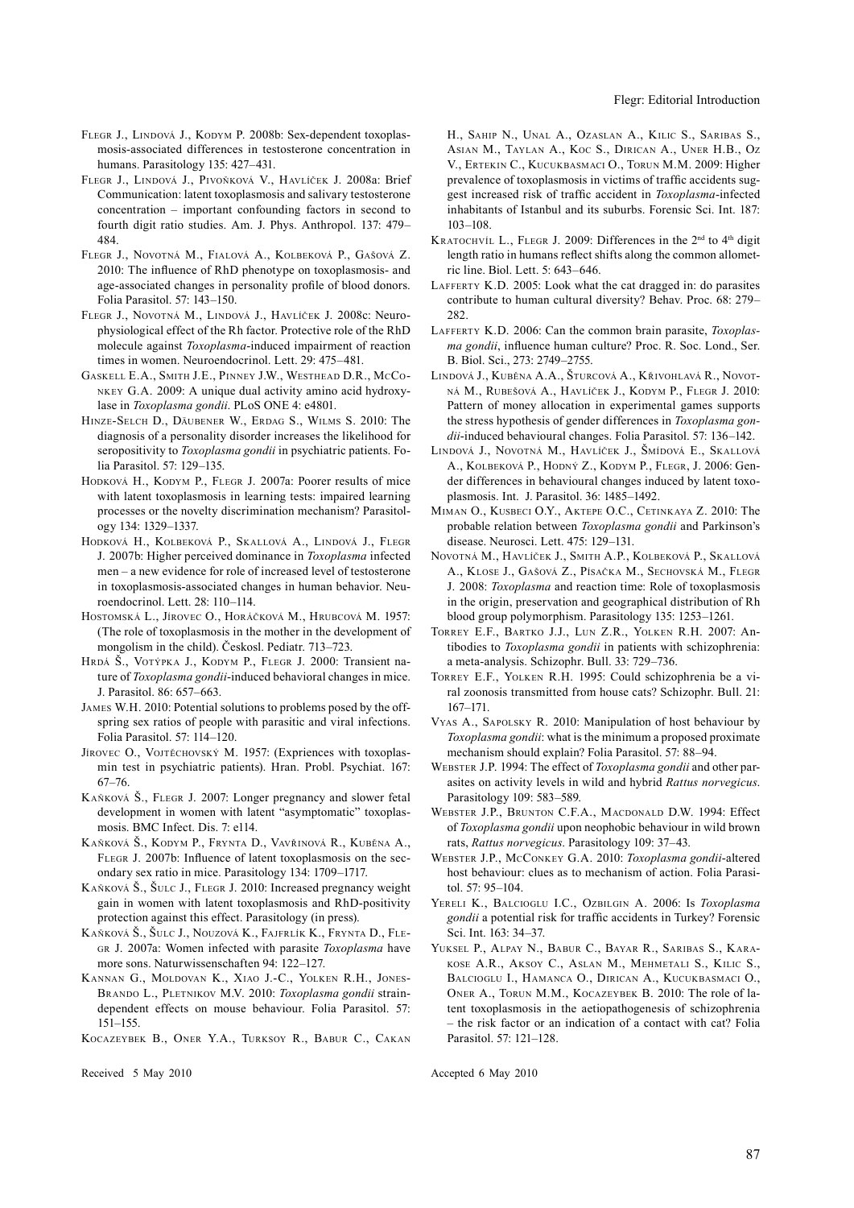Flegr J., Lindová J., Kodym P. 2008b: Sex-dependent toxoplasmosis-associated differences in testosterone concentration in humans. Parasitology 135: 427–431.

Flegr J., Lindová J., Pivoňková V., Havlíček J. 2008a: Brief Communication: latent toxoplasmosis and salivary testosterone concentration – important confounding factors in second to fourth digit ratio studies. Am. J. Phys. Anthropol. 137: 479–484.

Flegr J., Novotná M., Fialová A., Kolbeková P., Gašová Z. 2010: The influence of RhD phenotype on toxoplasmosis- and age-associated changes in personality profile of blood donors. Folia Parasitol. 57: 143–150.

Flegr J., Novotná M., Lindová J., Havlíček J. 2008c: Neurophysiological effect of the Rh factor. Protective role of the RhD molecule against *Toxoplasma*-induced impairment of reaction times in women. Neuroendocrinol. Lett. 29: 475–481.

Gaskell E.A., Smith J.E., Pinney J.W., Westhead D.R., McConkey G.A. 2009: A unique dual activity amino acid hydroxylase in *Toxoplasma gondii*. PLoS ONE 4: e4801.

Hinze-Selch D., Däubener W., Erdag S., Wilms S. 2010: The diagnosis of a personality disorder increases the likelihood for seropositivity to *Toxoplasma gondii* in psychiatric patients. Folia Parasitol. 57: 129–135.

Hodková H., Kodym P., Flegr J. 2007a: Poorer results of mice with latent toxoplasmosis in learning tests: impaired learning processes or the novelty discrimination mechanism? Parasitology 134: 1329–1337.

Hodková H., Kolbeková P., Skallová A., Lindová J., Flegr J. 2007b: Higher perceived dominance in *Toxoplasma* infected men – a new evidence for role of increased level of testosterone in toxoplasmosis-associated changes in human behavior. Neuroendocrinol. Lett. 28: 110–114.

Hostomská L., Jírovec O., Horáčková M., Hrubcová M. 1957: (The role of toxoplasmosis in the mother in the development of mongolism in the child). Českosl. Pediatr. 713–723.

Hrdá Š., Votýpka J., Kodym P., Flegr J. 2000: Transient nature of *Toxoplasma gondii*-induced behavioral changes in mice. J. Parasitol. 86: 657–663.

James W.H. 2010: Potential solutions to problems posed by the offspring sex ratios of people with parasitic and viral infections. Folia Parasitol. 57: 114–120.

Jírovec O., Vojtěchovský M. 1957: (Expriences with toxoplasmin test in psychiatric patients). Hran. Probl. Psychiat. 167: 67–76.

Kaňková Š., Flegr J. 2007: Longer pregnancy and slower fetal development in women with latent "asymptomatic" toxoplasmosis. BMC Infect. Dis. 7: e114.

Kaňková Š., Kodym P., Frynta D., Vavřinová R., Kuběna A., Flegr J. 2007b: Influence of latent toxoplasmosis on the secondary sex ratio in mice. Parasitology 134: 1709–1717.

Kaňková Š., Šulc J., Flegr J. 2010: Increased pregnancy weight gain in women with latent toxoplasmosis and RhD-positivity protection against this effect. Parasitology (in press).

Kaňková Š., Šulc J., Nouzová K., Fajfrlík K., Frynta D., Flegr J. 2007a: Women infected with parasite *Toxoplasma* have more sons. Naturwissenschaften 94: 122–127.

Kannan G., Moldovan K., Xiao J.-C., Yolken R.H., Jones-Brando L., Pletnikov M.V. 2010: *Toxoplasma gondii* strain-dependent effects on mouse behaviour. Folia Parasitol. 57: 151–155.

Kocazeybek B., Oner Y.A., Turksoy R., Babur C., Cakan H., Sahip N., Unal A., Ozaslan A., Kilic S., Saribas S., Asian M., Taylan A., Koc S., Dirican A., Uner H.B., Oz V., Ertekin C., Kucukbasmaci O., Torun M.M. 2009: Higher prevalence of toxoplasmosis in victims of traffic accidents suggest increased risk of traffic accident in *Toxoplasma*-infected inhabitants of Istanbul and its suburbs. Forensic Sci. Int. 187: 103–108.

Kratochvíl L., Flegr J. 2009: Differences in the 2nd to 4th digit length ratio in humans reflect shifts along the common allometric line. Biol. Lett. 5: 643–646.

Lafferty K.D. 2005: Look what the cat dragged in: do parasites contribute to human cultural diversity? Behav. Proc. 68: 279–282.

Lafferty K.D. 2006: Can the common brain parasite, *Toxoplasma gondii*, influence human culture? Proc. R. Soc. Lond., Ser. B. Biol. Sci., 273: 2749–2755.

Lindová J., Kuběna A.A., Šturcová A., Křivohlavá R., Novotná M., Rubešová A., Havlíček J., Kodym P., Flegr J. 2010: Pattern of money allocation in experimental games supports the stress hypothesis of gender differences in *Toxoplasma gondii*-induced behavioural changes. Folia Parasitol. 57: 136–142.

Lindová J., Novotná M., Havlíček J., Šmídová E., Skallová A., Kolbeková P., Hodný Z., Kodym P., Flegr, J. 2006: Gender differences in behavioural changes induced by latent toxoplasmosis. Int. J. Parasitol. 36: 1485–1492.

Miman O., Kusbeci O.Y., Aktepe O.C., Cetinkaya Z. 2010: The probable relation between *Toxoplasma gondii* and Parkinson's disease. Neurosci. Lett. 475: 129–131.

Novotná M., Havlíček J., Smith A.P., Kolbeková P., Skallová A., Klose J., Gašová Z., Písačka M., Sechovská M., Flegr J. 2008: *Toxoplasma* and reaction time: Role of toxoplasmosis in the origin, preservation and geographical distribution of Rh blood group polymorphism. Parasitology 135: 1253–1261.

Torrey E.F., Bartko J.J., Lun Z.R., Yolken R.H. 2007: Antibodies to *Toxoplasma gondii* in patients with schizophrenia: a meta-analysis. Schizophr. Bull. 33: 729–736.

Torrey E.F., Yolken R.H. 1995: Could schizophrenia be a viral zoonosis transmitted from house cats? Schizophr. Bull. 21: 167–171.

Vyas A., Sapolsky R. 2010: Manipulation of host behaviour by *Toxoplasma gondii*: what is the minimum a proposed proximate mechanism should explain? Folia Parasitol. 57: 88–94.

Webster J.P. 1994: The effect of *Toxoplasma gondii* and other parasites on activity levels in wild and hybrid *Rattus norvegicus*. Parasitology 109: 583–589.

Webster J.P., Brunton C.F.A., Macdonald D.W. 1994: Effect of *Toxoplasma gondii* upon neophobic behaviour in wild brown rats, *Rattus norvegicus*. Parasitology 109: 37–43.

Webster J.P., McConkey G.A. 2010: *Toxoplasma gondii*-altered host behaviour: clues as to mechanism of action. Folia Parasitol. 57: 95–104.

Yereli K., Balcioglu I.C., Ozbilgin A. 2006: Is *Toxoplasma gondii* a potential risk for traffic accidents in Turkey? Forensic Sci. Int. 163: 34–37.

Yuksel P., Alpay N., Babur C., Bayar R., Saribas S., Karakose A.R., Aksoy C., Aslan M., Mehmetali S., Kilic S., Balcioglu I., Hamanca O., Dirican A., Kucukbasmaci O., Oner A., Torun M.M., Kocazeybek B. 2010: The role of latent toxoplasmosis in the aetiopathogenesis of schizophrenia – the risk factor or an indication of a contact with cat? Folia Parasitol. 57: 121–128.

Received 5 May 2010

Accepted 6 May 2010